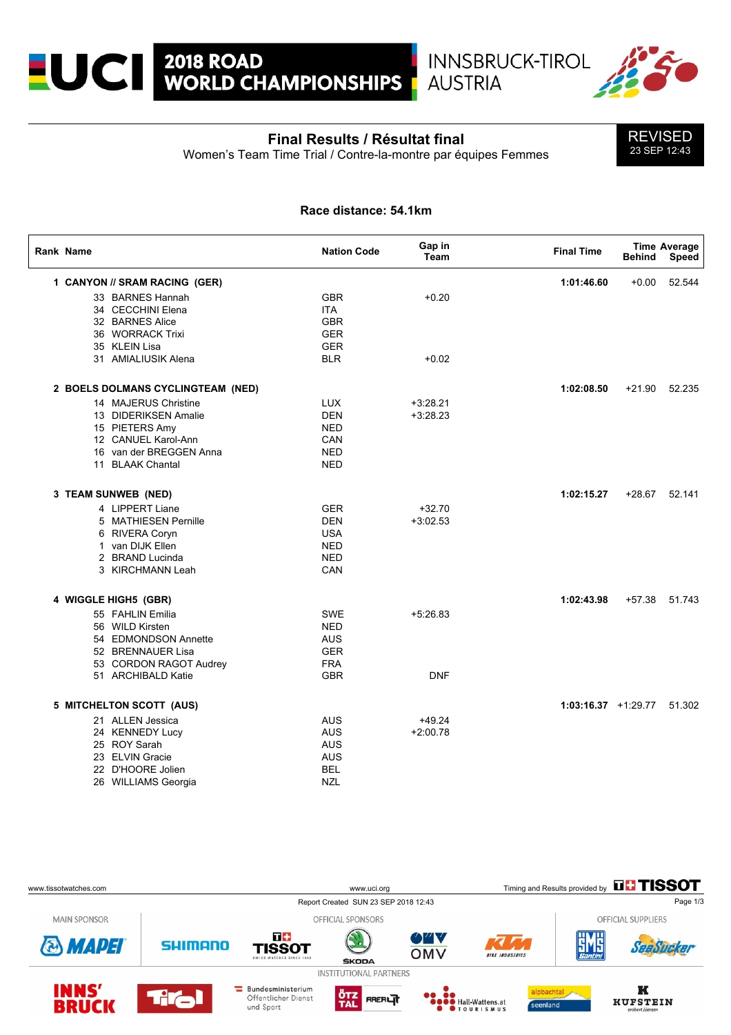# 2018 ROAD WORLD CHAMPIONSHIPS
INNSBRUCK-TIROL AUSTRIA

## Final Results / Résultat final
Women's Team Time Trial / Contre-la-montre par équipes Femmes

REVISED
23 SEP 12:43

**Race distance: 54.1km**

| Rank | Name | Nation Code | Gap in Team | Final Time | Time Behind | Average Speed |
|---|---|---|---|---|---|---|
| **1** | **CANYON // SRAM RACING (GER)** | | | **1:01:46.60** | +0.00 | 52.544 |
| | 33 BARNES Hannah | GBR | +0.20 | | | |
| | 34 CECCHINI Elena | ITA | | | | |
| | 32 BARNES Alice | GBR | | | | |
| | 36 WORRACK Trixi | GER | | | | |
| | 35 KLEIN Lisa | GER | | | | |
| | 31 AMIALIUSIK Alena | BLR | +0.02 | | | |
| **2** | **BOELS DOLMANS CYCLINGTEAM (NED)** | | | **1:02:08.50** | +21.90 | 52.235 |
| | 14 MAJERUS Christine | LUX | +3:28.21 | | | |
| | 13 DIDERIKSEN Amalie | DEN | +3:28.23 | | | |
| | 15 PIETERS Amy | NED | | | | |
| | 12 CANUEL Karol-Ann | CAN | | | | |
| | 16 van der BREGGEN Anna | NED | | | | |
| | 11 BLAAK Chantal | NED | | | | |
| **3** | **TEAM SUNWEB (NED)** | | | **1:02:15.27** | +28.67 | 52.141 |
| | 4 LIPPERT Liane | GER | +32.70 | | | |
| | 5 MATHIESEN Pernille | DEN | +3:02.53 | | | |
| | 6 RIVERA Coryn | USA | | | | |
| | 1 van DIJK Ellen | NED | | | | |
| | 2 BRAND Lucinda | NED | | | | |
| | 3 KIRCHMANN Leah | CAN | | | | |
| **4** | **WIGGLE HIGH5 (GBR)** | | | **1:02:43.98** | +57.38 | 51.743 |
| | 55 FAHLIN Emilia | SWE | +5:26.83 | | | |
| | 56 WILD Kirsten | NED | | | | |
| | 54 EDMONDSON Annette | AUS | | | | |
| | 52 BRENNAUER Lisa | GER | | | | |
| | 53 CORDON RAGOT Audrey | FRA | | | | |
| | 51 ARCHIBALD Katie | GBR | DNF | | | |
| **5** | **MITCHELTON SCOTT (AUS)** | | | **1:03:16.37** | +1:29.77 | 51.302 |
| | 21 ALLEN Jessica | AUS | +49.24 | | | |
| | 24 KENNEDY Lucy | AUS | +2:00.78 | | | |
| | 25 ROY Sarah | AUS | | | | |
| | 23 ELVIN Gracie | AUS | | | | |
| | 22 D'HOORE Jolien | BEL | | | | |
| | 26 WILLIAMS Georgia | NZL | | | | |

www.tissotwatches.com www.uci.org Timing and Results provided by TISSOT

Report Created SUN 23 SEP 2018 12:43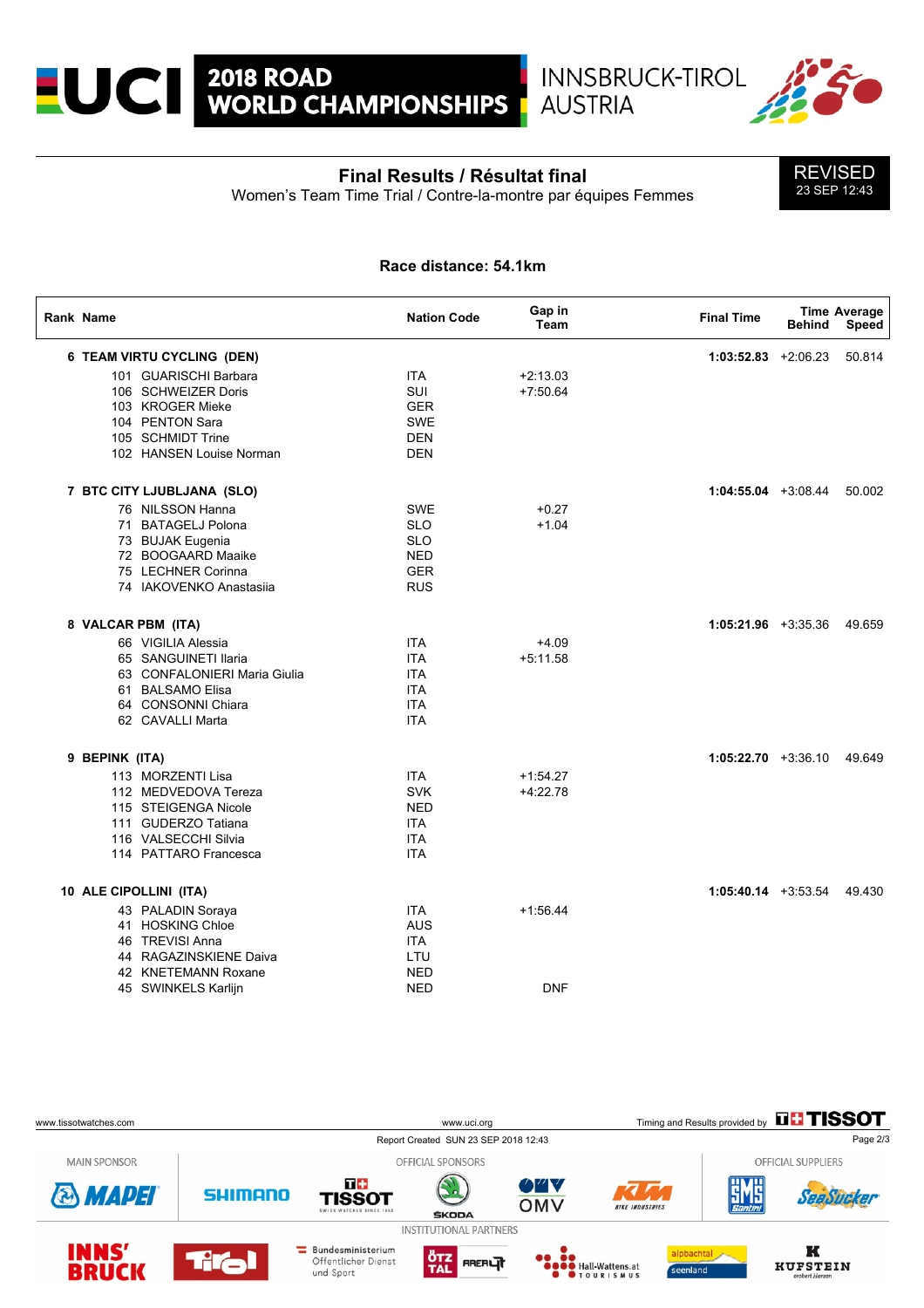# 2018 ROAD WORLD CHAMPIONSHIPS — INNSBRUCK-TIROL AUSTRIA

## Final Results / Résultat final

Women's Team Time Trial / Contre-la-montre par équipes Femmes

REVISED
23 SEP 12:43

**Race distance: 54.1km**

| Rank | Name | Nation Code | Gap in Team | Final Time | Time Behind | Average Speed |
|---|---|---|---|---|---|---|
| 6 | **TEAM VIRTU CYCLING (DEN)** | | | **1:03:52.83** | +2:06.23 | 50.814 |
| | 101 GUARISCHI Barbara | ITA | +2:13.03 | | | |
| | 106 SCHWEIZER Doris | SUI | +7:50.64 | | | |
| | 103 KROGER Mieke | GER | | | | |
| | 104 PENTON Sara | SWE | | | | |
| | 105 SCHMIDT Trine | DEN | | | | |
| | 102 HANSEN Louise Norman | DEN | | | | |
| 7 | **BTC CITY LJUBLJANA (SLO)** | | | **1:04:55.04** | +3:08.44 | 50.002 |
| | 76 NILSSON Hanna | SWE | +0.27 | | | |
| | 71 BATAGELJ Polona | SLO | +1.04 | | | |
| | 73 BUJAK Eugenia | SLO | | | | |
| | 72 BOOGAARD Maaike | NED | | | | |
| | 75 LECHNER Corinna | GER | | | | |
| | 74 IAKOVENKO Anastasiia | RUS | | | | |
| 8 | **VALCAR PBM (ITA)** | | | **1:05:21.96** | +3:35.36 | 49.659 |
| | 66 VIGILIA Alessia | ITA | +4.09 | | | |
| | 65 SANGUINETI Ilaria | ITA | +5:11.58 | | | |
| | 63 CONFALONIERI Maria Giulia | ITA | | | | |
| | 61 BALSAMO Elisa | ITA | | | | |
| | 64 CONSONNI Chiara | ITA | | | | |
| | 62 CAVALLI Marta | ITA | | | | |
| 9 | **BEPINK (ITA)** | | | **1:05:22.70** | +3:36.10 | 49.649 |
| | 113 MORZENTI Lisa | ITA | +1:54.27 | | | |
| | 112 MEDVEDOVA Tereza | SVK | +4:22.78 | | | |
| | 115 STEIGENGA Nicole | NED | | | | |
| | 111 GUDERZO Tatiana | ITA | | | | |
| | 116 VALSECCHI Silvia | ITA | | | | |
| | 114 PATTARO Francesca | ITA | | | | |
| 10 | **ALE CIPOLLINI (ITA)** | | | **1:05:40.14** | +3:53.54 | 49.430 |
| | 43 PALADIN Soraya | ITA | +1:56.44 | | | |
| | 41 HOSKING Chloe | AUS | | | | |
| | 46 TREVISI Anna | ITA | | | | |
| | 44 RAGAZINSKIENE Daiva | LTU | | | | |
| | 42 KNETEMANN Roxane | NED | | | | |
| | 45 SWINKELS Karlijn | NED | DNF | | | |

www.tissotwatches.com — www.uci.org — Timing and Results provided by TISSOT

Report Created SUN 23 SEP 2018 12:43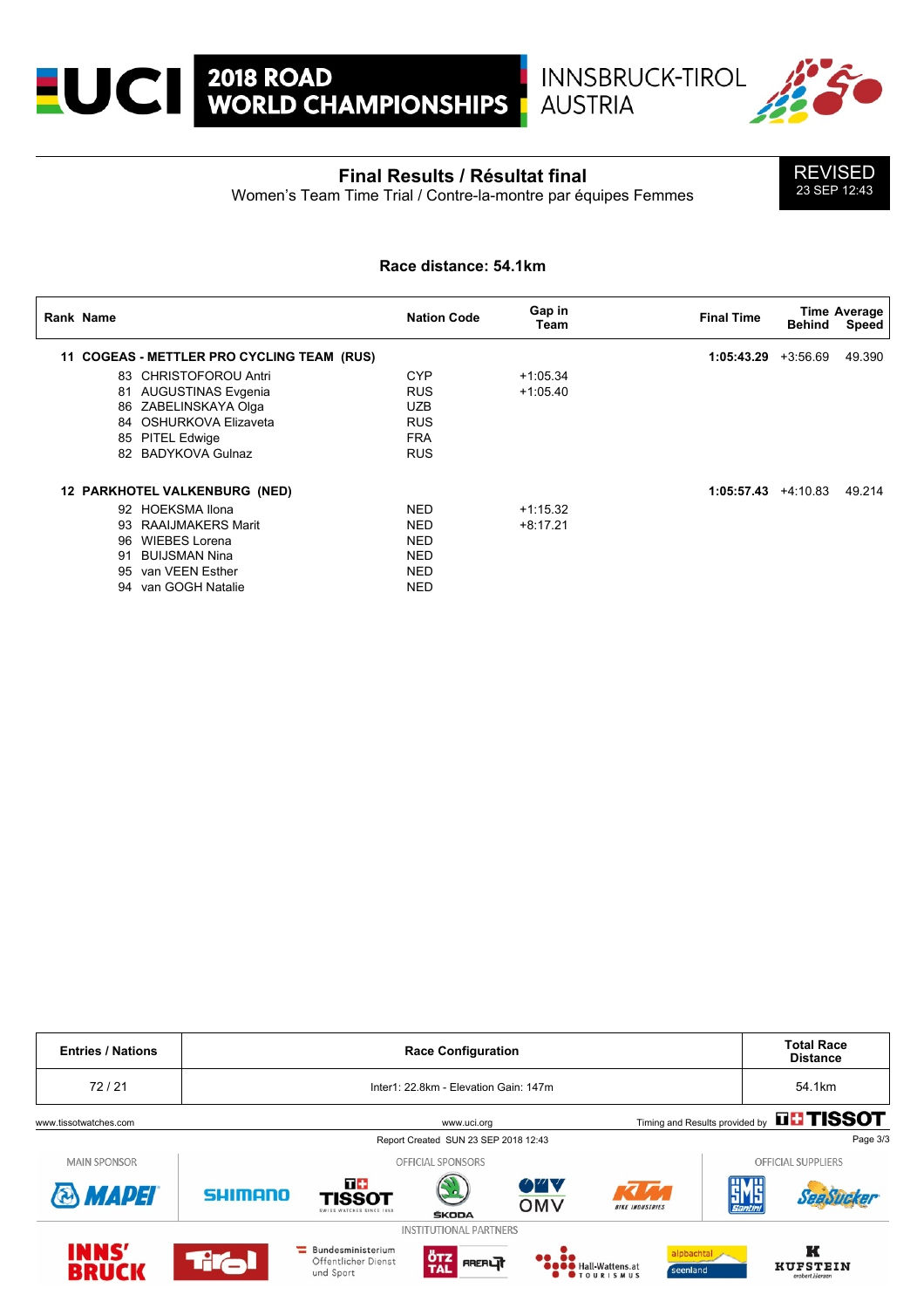# 2018 ROAD WORLD CHAMPIONSHIPS

INNSBRUCK-TIROL AUSTRIA

## Final Results / Résultat final

Women's Team Time Trial / Contre-la-montre par équipes Femmes

REVISED
23 SEP 12:43

**Race distance: 54.1km**

| Rank | Name | Nation Code | Gap in Team | Final Time | Time Behind | Average Speed |
|---|---|---|---|---|---|---|
| **11** | **COGEAS - METTLER PRO CYCLING TEAM (RUS)** | | | **1:05:43.29** | +3:56.69 | 49.390 |
| 83 | CHRISTOFOROU Antri | CYP | +1:05.34 | | | |
| 81 | AUGUSTINAS Evgenia | RUS | +1:05.40 | | | |
| 86 | ZABELINSKAYA Olga | UZB | | | | |
| 84 | OSHURKOVA Elizaveta | RUS | | | | |
| 85 | PITEL Edwige | FRA | | | | |
| 82 | BADYKOVA Gulnaz | RUS | | | | |
| **12** | **PARKHOTEL VALKENBURG (NED)** | | | **1:05:57.43** | +4:10.83 | 49.214 |
| 92 | HOEKSMA Ilona | NED | +1:15.32 | | | |
| 93 | RAAIJMAKERS Marit | NED | +8:17.21 | | | |
| 96 | WIEBES Lorena | NED | | | | |
| 91 | BUIJSMAN Nina | NED | | | | |
| 95 | van VEEN Esther | NED | | | | |
| 94 | van GOGH Natalie | NED | | | | |

| Entries / Nations | Race Configuration | Total Race Distance |
|---|---|---|
| 72 / 21 | Inter1: 22.8km - Elevation Gain: 147m | 54.1km |

www.tissotwatches.com www.uci.org Timing and Results provided by TISSOT

Report Created SUN 23 SEP 2018 12:43

MAIN SPONSOR: MAPEI
OFFICIAL SPONSORS: SHIMANO, TISSOT, ŠKODA, OMV, KTM
OFFICIAL SUPPLIERS: SMS Santini, SeaSucker
INSTITUTIONAL PARTNERS: Innsbruck, Tirol, Bundesministerium Öffentlicher Dienst und Sport, Ötztal, Arena, Hall-Wattens.at Tourismus, alpbachtal seenland, Kufstein